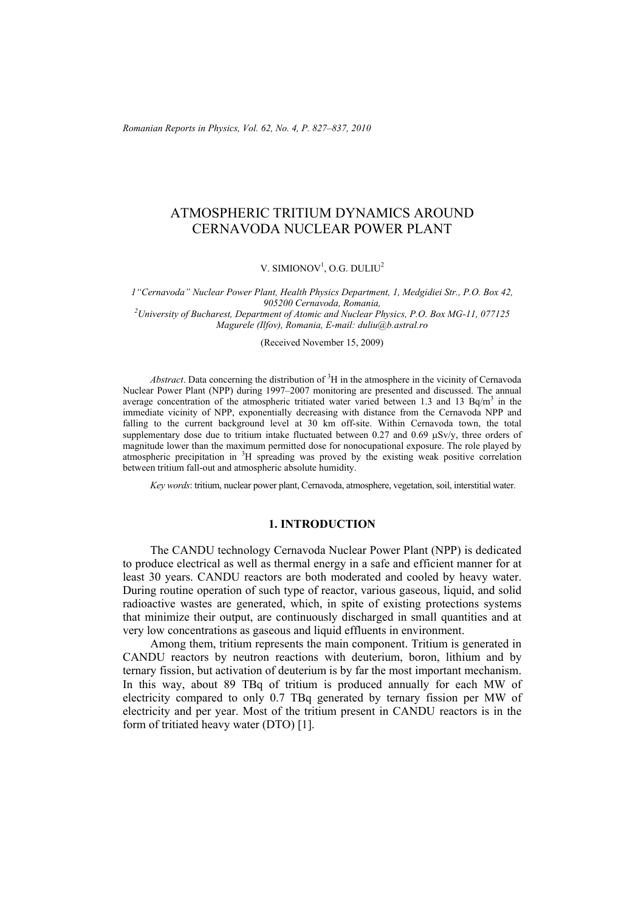# ATMOSPHERIC TRITIUM DYNAMICS AROUND CERNAVODA NUCLEAR POWER PLANT

V. SIMIONOV[1], O.G. DULIU[2]

[1]"Cernavoda" Nuclear Power Plant, Health Physics Department, 1, Medgidiei Str., P.O. Box 42, 905200 Cernavoda, Romania,

[2]University of Bucharest, Department of Atomic and Nuclear Physics, P.O. Box MG-11, 077125 Magurele (Ilfov), Romania, E-mail: duliu@b.astral.ro

(Received November 15, 2009)

*Abstract*. Data concerning the distribution of $^{3}H$ in the atmosphere in the vicinity of Cernavoda Nuclear Power Plant (NPP) during 1997–2007 monitoring are presented and discussed. The annual average concentration of the atmospheric tritiated water varied between 1.3 and 13 Bq/m$^3$ in the immediate vicinity of NPP, exponentially decreasing with distance from the Cernavoda NPP and falling to the current background level at 30 km off-site. Within Cernavoda town, the total supplementary dose due to tritium intake fluctuated between 0.27 and 0.69 μSv/y, three orders of magnitude lower than the maximum permitted dose for nonocupational exposure. The role played by atmospheric precipitation in $^{3}H$ spreading was proved by the existing weak positive correlation between tritium fall-out and atmospheric absolute humidity.

*Key words*: tritium, nuclear power plant, Cernavoda, atmosphere, vegetation, soil, interstitial water.

## 1. INTRODUCTION

The CANDU technology Cernavoda Nuclear Power Plant (NPP) is dedicated to produce electrical as well as thermal energy in a safe and efficient manner for at least 30 years. CANDU reactors are both moderated and cooled by heavy water. During routine operation of such type of reactor, various gaseous, liquid, and solid radioactive wastes are generated, which, in spite of existing protections systems that minimize their output, are continuously discharged in small quantities and at very low concentrations as gaseous and liquid effluents in environment.

Among them, tritium represents the main component. Tritium is generated in CANDU reactors by neutron reactions with deuterium, boron, lithium and by ternary fission, but activation of deuterium is by far the most important mechanism. In this way, about 89 TBq of tritium is produced annually for each MW of electricity compared to only 0.7 TBq generated by ternary fission per MW of electricity and per year. Most of the tritium present in CANDU reactors is in the form of tritiated heavy water (DTO) [1].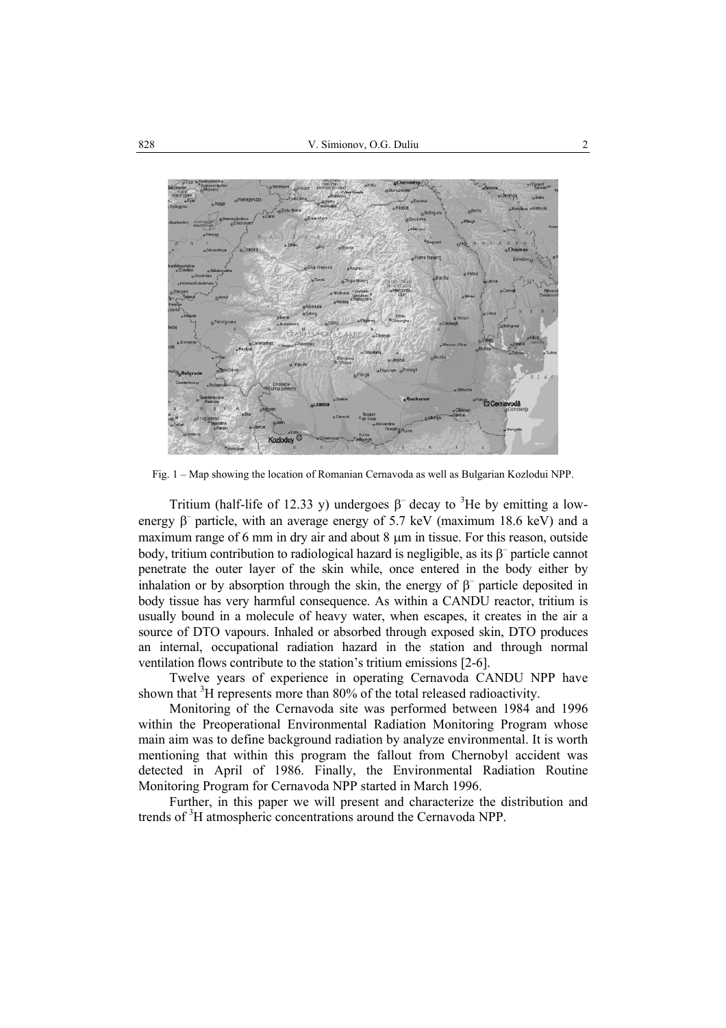Fig. 1 – Map showing the location of Romanian Cernavoda as well as Bulgarian Kozlodui NPP.

Tritium (half-life of 12.33 y) undergoes $\beta^-$ decay to $^3$He by emitting a low-energy $\beta^-$ particle, with an average energy of 5.7 keV (maximum 18.6 keV) and a maximum range of 6 mm in dry air and about 8 μm in tissue. For this reason, outside body, tritium contribution to radiological hazard is negligible, as its $\beta^-$ particle cannot penetrate the outer layer of the skin while, once entered in the body either by inhalation or by absorption through the skin, the energy of $\beta^-$ particle deposited in body tissue has very harmful consequence. As within a CANDU reactor, tritium is usually bound in a molecule of heavy water, when escapes, it creates in the air a source of DTO vapours. Inhaled or absorbed through exposed skin, DTO produces an internal, occupational radiation hazard in the station and through normal ventilation flows contribute to the station's tritium emissions [2-6].

Twelve years of experience in operating Cernavoda CANDU NPP have shown that $^3$H represents more than 80% of the total released radioactivity.

Monitoring of the Cernavoda site was performed between 1984 and 1996 within the Preoperational Environmental Radiation Monitoring Program whose main aim was to define background radiation by analyze environmental. It is worth mentioning that within this program the fallout from Chernobyl accident was detected in April of 1986. Finally, the Environmental Radiation Routine Monitoring Program for Cernavoda NPP started in March 1996.

Further, in this paper we will present and characterize the distribution and trends of $^3$H atmospheric concentrations around the Cernavoda NPP.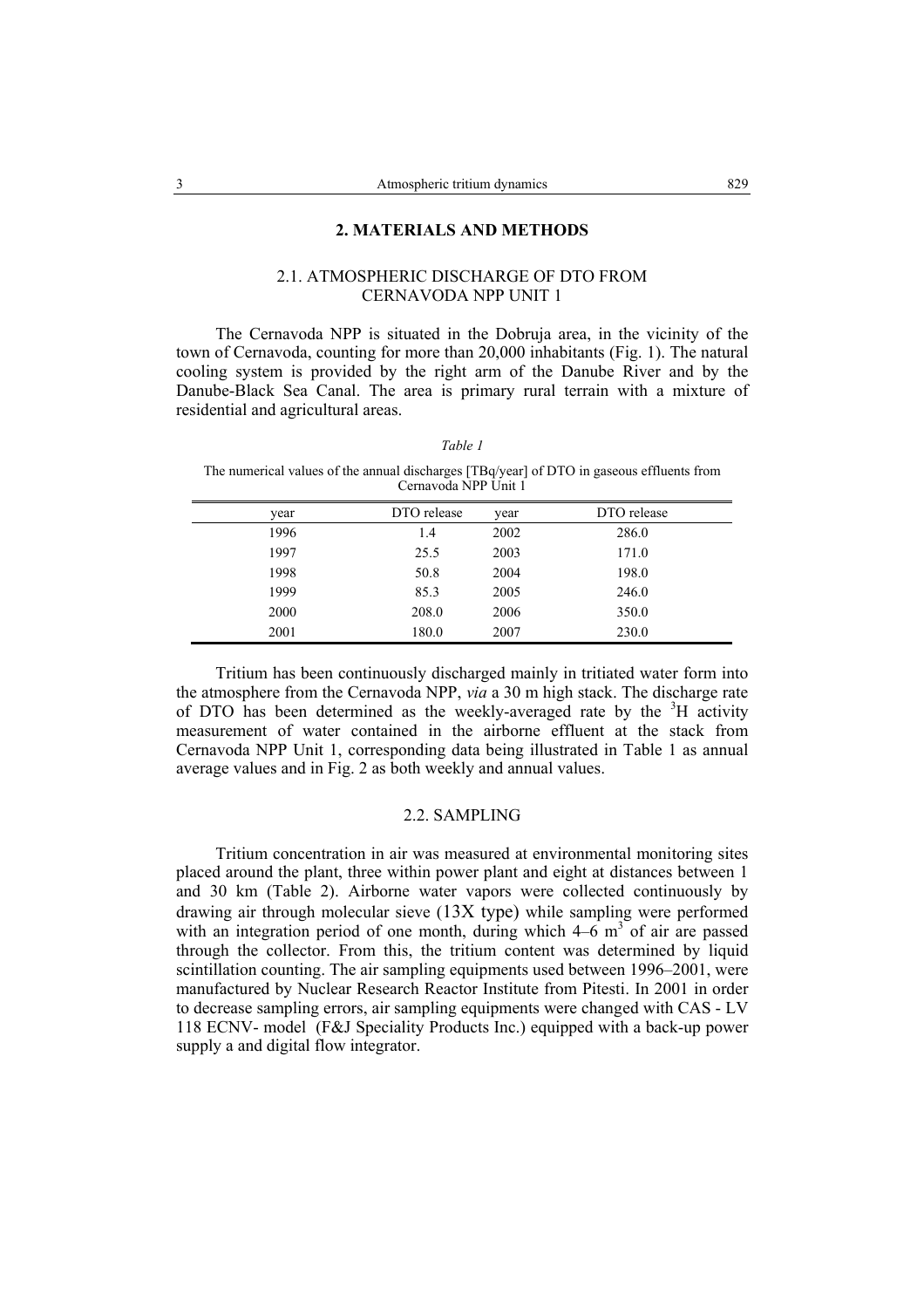## 2. MATERIALS AND METHODS

### 2.1. ATMOSPHERIC DISCHARGE OF DTO FROM CERNAVODA NPP UNIT 1

The Cernavoda NPP is situated in the Dobruja area, in the vicinity of the town of Cernavoda, counting for more than 20,000 inhabitants (Fig. 1). The natural cooling system is provided by the right arm of the Danube River and by the Danube-Black Sea Canal. The area is primary rural terrain with a mixture of residential and agricultural areas.

*Table 1*

The numerical values of the annual discharges [TBq/year] of DTO in gaseous effluents from Cernavoda NPP Unit 1

| year | DTO release | year | DTO release |
|---|---|---|---|
| 1996 | 1.4 | 2002 | 286.0 |
| 1997 | 25.5 | 2003 | 171.0 |
| 1998 | 50.8 | 2004 | 198.0 |
| 1999 | 85.3 | 2005 | 246.0 |
| 2000 | 208.0 | 2006 | 350.0 |
| 2001 | 180.0 | 2007 | 230.0 |

Tritium has been continuously discharged mainly in tritiated water form into the atmosphere from the Cernavoda NPP, *via* a 30 m high stack. The discharge rate of DTO has been determined as the weekly-averaged rate by the $^3$H activity measurement of water contained in the airborne effluent at the stack from Cernavoda NPP Unit 1, corresponding data being illustrated in Table 1 as annual average values and in Fig. 2 as both weekly and annual values.

### 2.2. SAMPLING

Tritium concentration in air was measured at environmental monitoring sites placed around the plant, three within power plant and eight at distances between 1 and 30 km (Table 2). Airborne water vapors were collected continuously by drawing air through molecular sieve (13X type) while sampling were performed with an integration period of one month, during which 4–6 m$^3$ of air are passed through the collector. From this, the tritium content was determined by liquid scintillation counting. The air sampling equipments used between 1996–2001, were manufactured by Nuclear Research Reactor Institute from Pitesti. In 2001 in order to decrease sampling errors, air sampling equipments were changed with CAS - LV 118 ECNV- model (F&J Speciality Products Inc.) equipped with a back-up power supply a and digital flow integrator.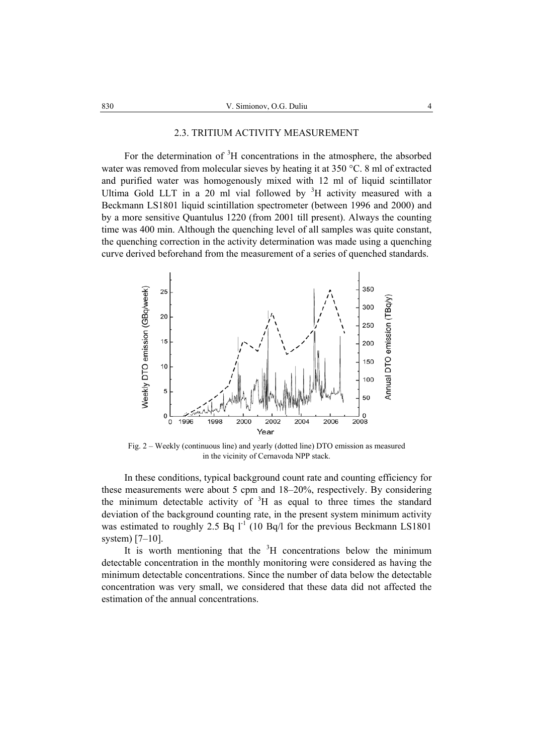### 2.3. TRITIUM ACTIVITY MEASUREMENT

For the determination of $^3H$ concentrations in the atmosphere, the absorbed water was removed from molecular sieves by heating it at 350 °C. 8 ml of extracted and purified water was homogenously mixed with 12 ml of liquid scintillator Ultima Gold LLT in a 20 ml vial followed by $^3H$ activity measured with a Beckmann LS1801 liquid scintillation spectrometer (between 1996 and 2000) and by a more sensitive Quantulus 1220 (from 2001 till present). Always the counting time was 400 min. Although the quenching level of all samples was quite constant, the quenching correction in the activity determination was made using a quenching curve derived beforehand from the measurement of a series of quenched standards.

Fig. 2 – Weekly (continuous line) and yearly (dotted line) DTO emission as measured in the vicinity of Cernavoda NPP stack.

In these conditions, typical background count rate and counting efficiency for these measurements were about 5 cpm and 18–20%, respectively. By considering the minimum detectable activity of $^3H$ as equal to three times the standard deviation of the background counting rate, in the present system minimum activity was estimated to roughly 2.5 Bq $l^{-1}$ (10 Bq/l for the previous Beckmann LS1801 system) [7–10].

It is worth mentioning that the $^3H$ concentrations below the minimum detectable concentration in the monthly monitoring were considered as having the minimum detectable concentrations. Since the number of data below the detectable concentration was very small, we considered that these data did not affected the estimation of the annual concentrations.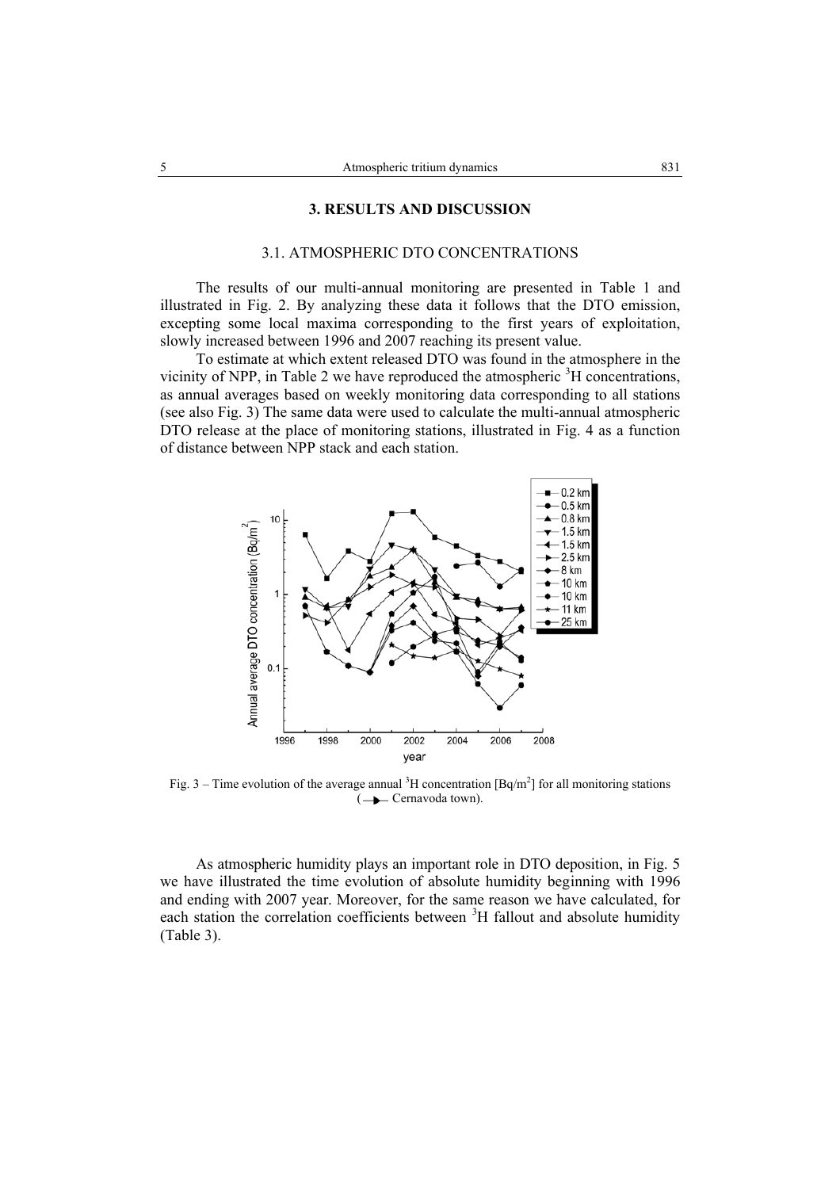## 3. RESULTS AND DISCUSSION

### 3.1. ATMOSPHERIC DTO CONCENTRATIONS

The results of our multi-annual monitoring are presented in Table 1 and illustrated in Fig. 2. By analyzing these data it follows that the DTO emission, excepting some local maxima corresponding to the first years of exploitation, slowly increased between 1996 and 2007 reaching its present value.

To estimate at which extent released DTO was found in the atmosphere in the vicinity of NPP, in Table 2 we have reproduced the atmospheric $^{3}H$ concentrations, as annual averages based on weekly monitoring data corresponding to all stations (see also Fig. 3) The same data were used to calculate the multi-annual atmospheric DTO release at the place of monitoring stations, illustrated in Fig. 4 as a function of distance between NPP stack and each station.

Fig. 3 – Time evolution of the average annual $^{3}H$ concentration [Bq/m$^{2}$] for all monitoring stations (—▶— Cernavoda town).

As atmospheric humidity plays an important role in DTO deposition, in Fig. 5 we have illustrated the time evolution of absolute humidity beginning with 1996 and ending with 2007 year. Moreover, for the same reason we have calculated, for each station the correlation coefficients between $^{3}H$ fallout and absolute humidity (Table 3).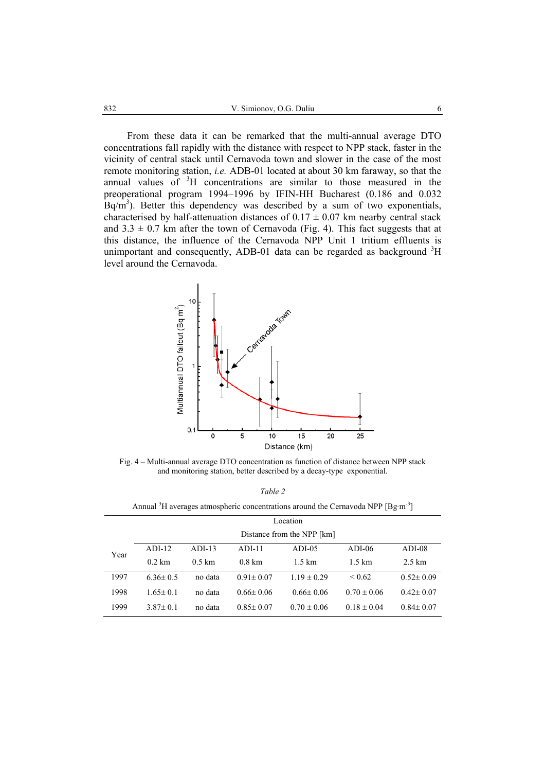From these data it can be remarked that the multi-annual average DTO concentrations fall rapidly with the distance with respect to NPP stack, faster in the vicinity of central stack until Cernavoda town and slower in the case of the most remote monitoring station, *i.e.* ADB-01 located at about 30 km faraway, so that the annual values of $^{3}$H concentrations are similar to those measured in the preoperational program 1994–1996 by IFIN-HH Bucharest (0.186 and 0.032 Bq/m$^{3}$). Better this dependency was described by a sum of two exponentials, characterised by half-attenuation distances of 0.17 ± 0.07 km nearby central stack and 3.3 ± 0.7 km after the town of Cernavoda (Fig. 4). This fact suggests that at this distance, the influence of the Cernavoda NPP Unit 1 tritium effluents is unimportant and consequently, ADB-01 data can be regarded as background $^{3}$H level around the Cernavoda.

Fig. 4 – Multi-annual average DTO concentration as function of distance between NPP stack and monitoring station, better described by a decay-type exponential.

*Table 2*

Annual $^{3}$H averages atmospheric concentrations around the Cernavoda NPP [Bg·m$^{-3}$]

| Year | ADI-12<br>0.2 km | ADI-13<br>0.5 km | ADI-11<br>0.8 km | ADI-05<br>1.5 km | ADI-06<br>1.5 km | ADI-08<br>2.5 km |
|---|---|---|---|---|---|---|
| 1997 | 6.36± 0.5 | no data | 0.91± 0.07 | 1.19 ± 0.29 | < 0.62 | 0.52± 0.09 |
| 1998 | 1.65± 0.1 | no data | 0.66± 0.06 | 0.66± 0.06 | 0.70 ± 0.06 | 0.42± 0.07 |
| 1999 | 3.87± 0.1 | no data | 0.85± 0.07 | 0.70 ± 0.06 | 0.18 ± 0.04 | 0.84± 0.07 |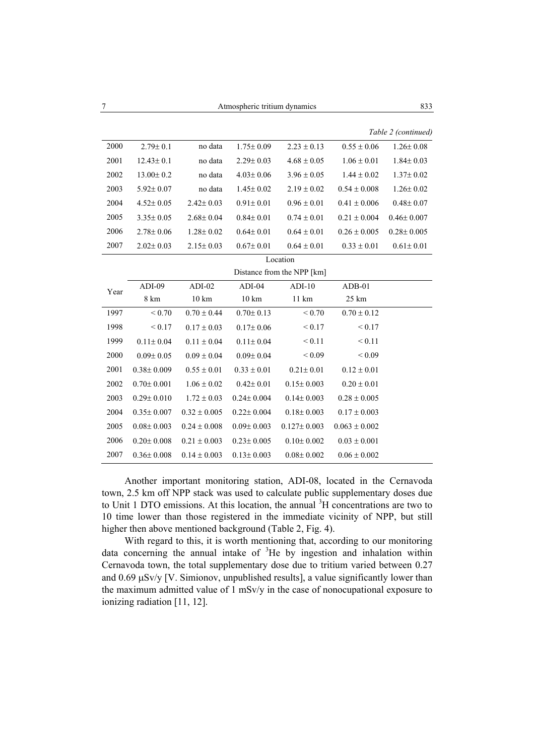*Table 2 (continued)*

| | | | | | | |
|---|---|---|---|---|---|---|
| 2000 | 2.79± 0.1 | no data | 1.75± 0.09 | 2.23 ± 0.13 | 0.55 ± 0.06 | 1.26± 0.08 |
| 2001 | 12.43± 0.1 | no data | 2.29± 0.03 | 4.68 ± 0.05 | 1.06 ± 0.01 | 1.84± 0.03 |
| 2002 | 13.00± 0.2 | no data | 4.03± 0.06 | 3.96 ± 0.05 | 1.44 ± 0.02 | 1.37± 0.02 |
| 2003 | 5.92± 0.07 | no data | 1.45± 0.02 | 2.19 ± 0.02 | 0.54 ± 0.008 | 1.26± 0.02 |
| 2004 | 4.52± 0.05 | 2.42± 0.03 | 0.91± 0.01 | 0.96 ± 0.01 | 0.41 ± 0.006 | 0.48± 0.07 |
| 2005 | 3.35± 0.05 | 2.68± 0.04 | 0.84± 0.01 | 0.74 ± 0.01 | 0.21 ± 0.004 | 0.46± 0.007 |
| 2006 | 2.78± 0.06 | 1.28± 0.02 | 0.64± 0.01 | 0.64 ± 0.01 | 0.26 ± 0.005 | 0.28± 0.005 |
| 2007 | 2.02± 0.03 | 2.15± 0.03 | 0.67± 0.01 | 0.64 ± 0.01 | 0.33 ± 0.01 | 0.61± 0.01 |

| Year | Location<br>Distance from the NPP [km] | | | | |
|---|---|---|---|---|---|
| | ADI-09<br>8 km | ADI-02<br>10 km | ADI-04<br>10 km | ADI-10<br>11 km | ADB-01<br>25 km |
| 1997 | < 0.70 | 0.70 ± 0.44 | 0.70± 0.13 | < 0.70 | 0.70 ± 0.12 |
| 1998 | < 0.17 | 0.17 ± 0.03 | 0.17± 0.06 | < 0.17 | < 0.17 |
| 1999 | 0.11± 0.04 | 0.11 ± 0.04 | 0.11± 0.04 | < 0.11 | < 0.11 |
| 2000 | 0.09± 0.05 | 0.09 ± 0.04 | 0.09± 0.04 | < 0.09 | < 0.09 |
| 2001 | 0.38± 0.009 | 0.55 ± 0.01 | 0.33 ± 0.01 | 0.21± 0.01 | 0.12 ± 0.01 |
| 2002 | 0.70± 0.001 | 1.06 ± 0.02 | 0.42± 0.01 | 0.15± 0.003 | 0.20 ± 0.01 |
| 2003 | 0.29± 0.010 | 1.72 ± 0.03 | 0.24± 0.004 | 0.14± 0.003 | 0.28 ± 0.005 |
| 2004 | 0.35± 0.007 | 0.32 ± 0.005 | 0.22± 0.004 | 0.18± 0.003 | 0.17 ± 0.003 |
| 2005 | 0.08± 0.003 | 0.24 ± 0.008 | 0.09± 0.003 | 0.127± 0.003 | 0.063 ± 0.002 |
| 2006 | 0.20± 0.008 | 0.21 ± 0.003 | 0.23± 0.005 | 0.10± 0.002 | 0.03 ± 0.001 |
| 2007 | 0.36± 0.008 | 0.14 ± 0.003 | 0.13± 0.003 | 0.08± 0.002 | 0.06 ± 0.002 |

Another important monitoring station, ADI-08, located in the Cernavoda town, 2.5 km off NPP stack was used to calculate public supplementary doses due to Unit 1 DTO emissions. At this location, the annual $^{3}$H concentrations are two to 10 time lower than those registered in the immediate vicinity of NPP, but still higher then above mentioned background (Table 2, Fig. 4).

With regard to this, it is worth mentioning that, according to our monitoring data concerning the annual intake of $^{3}$He by ingestion and inhalation within Cernavoda town, the total supplementary dose due to tritium varied between 0.27 and 0.69 μSv/y [V. Simionov, unpublished results], a value significantly lower than the maximum admitted value of 1 mSv/y in the case of nonocupational exposure to ionizing radiation [11, 12].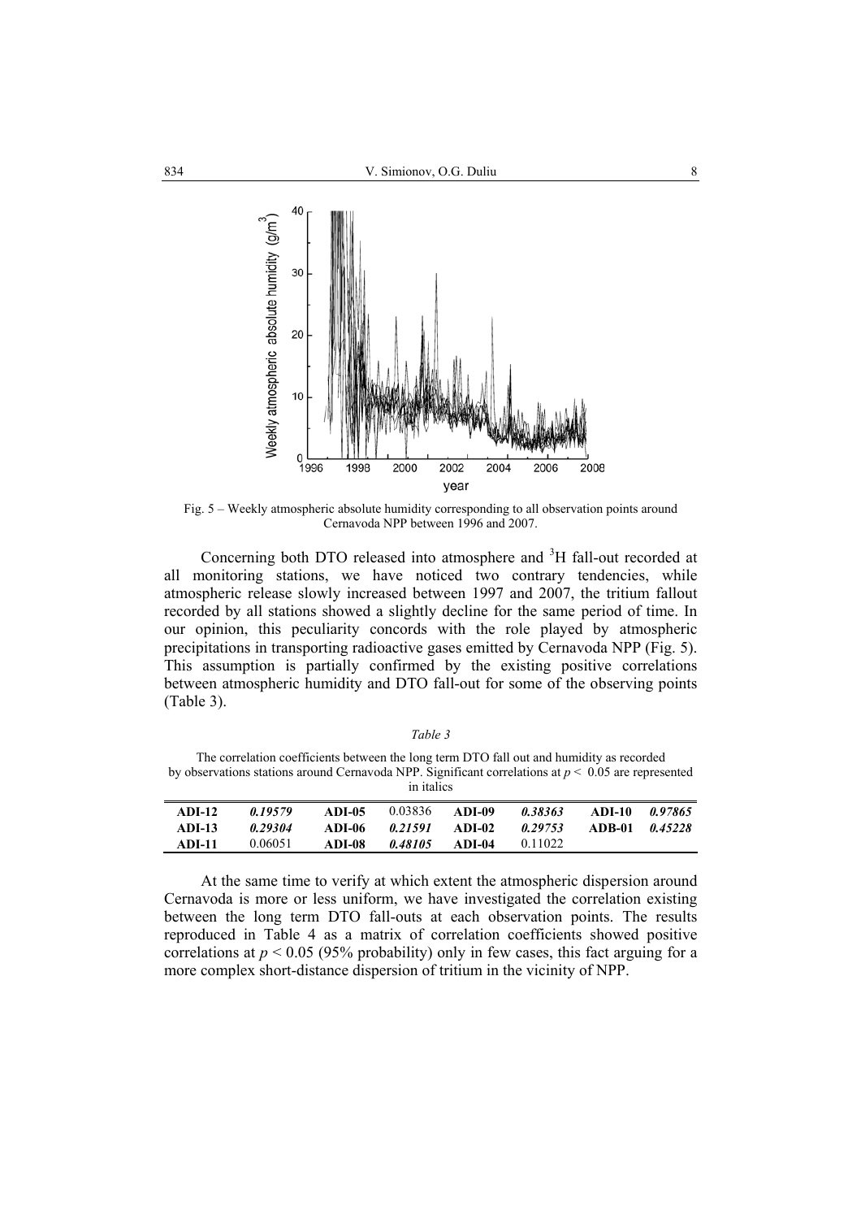Fig. 5 – Weekly atmospheric absolute humidity corresponding to all observation points around Cernavoda NPP between 1996 and 2007.

Concerning both DTO released into atmosphere and $^{3}H$ fall-out recorded at all monitoring stations, we have noticed two contrary tendencies, while atmospheric release slowly increased between 1997 and 2007, the tritium fallout recorded by all stations showed a slightly decline for the same period of time. In our opinion, this peculiarity concords with the role played by atmospheric precipitations in transporting radioactive gases emitted by Cernavoda NPP (Fig. 5). This assumption is partially confirmed by the existing positive correlations between atmospheric humidity and DTO fall-out for some of the observing points (Table 3).

*Table 3*

The correlation coefficients between the long term DTO fall out and humidity as recorded by observations stations around Cernavoda NPP. Significant correlations at $p < 0.05$ are represented in italics

| | | | | | | | |
|---|---|---|---|---|---|---|---|
| **ADI-12** | ***0.19579*** | **ADI-05** | 0.03836 | **ADI-09** | ***0.38363*** | **ADI-10** | ***0.97865*** |
| **ADI-13** | ***0.29304*** | **ADI-06** | ***0.21591*** | **ADI-02** | ***0.29753*** | **ADB-01** | ***0.45228*** |
| **ADI-11** | 0.06051 | **ADI-08** | ***0.48105*** | **ADI-04** | 0.11022 | | |

At the same time to verify at which extent the atmospheric dispersion around Cernavoda is more or less uniform, we have investigated the correlation existing between the long term DTO fall-outs at each observation points. The results reproduced in Table 4 as a matrix of correlation coefficients showed positive correlations at $p < 0.05$ (95% probability) only in few cases, this fact arguing for a more complex short-distance dispersion of tritium in the vicinity of NPP.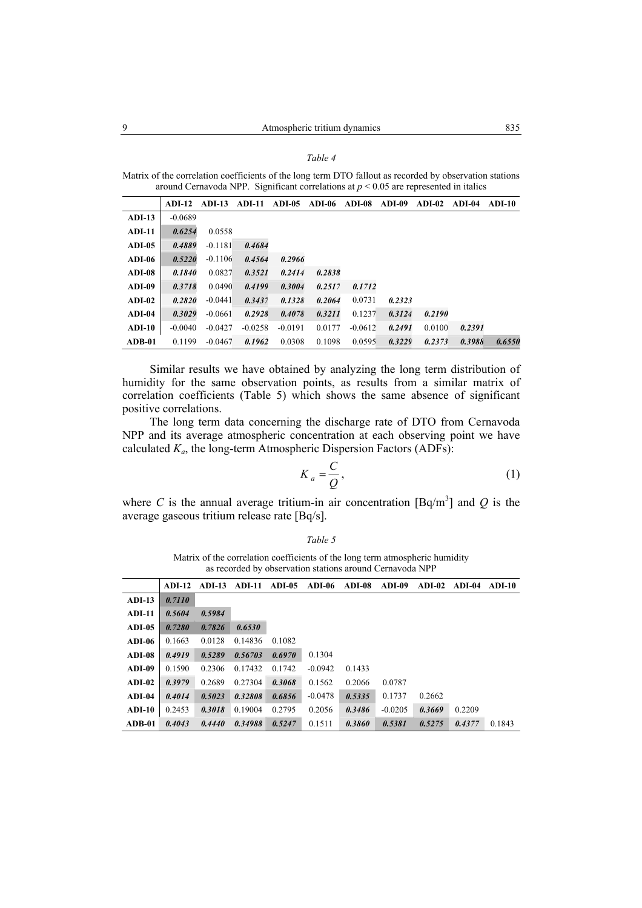*Table 4*

Matrix of the correlation coefficients of the long term DTO fallout as recorded by observation stations around Cernavoda NPP. Significant correlations at $p < 0.05$ are represented in italics

| | ADI-12 | ADI-13 | ADI-11 | ADI-05 | ADI-06 | ADI-08 | ADI-09 | ADI-02 | ADI-04 | ADI-10 |
|---|---|---|---|---|---|---|---|---|---|---|
| **ADI-13** | -0.0689 | | | | | | | | | |
| **ADI-11** | ***0.6254*** | 0.0558 | | | | | | | | |
| **ADI-05** | ***0.4889*** | -0.1181 | ***0.4684*** | | | | | | | |
| **ADI-06** | ***0.5220*** | -0.1106 | ***0.4564*** | ***0.2966*** | | | | | | |
| **ADI-08** | ***0.1840*** | 0.0827 | ***0.3521*** | ***0.2414*** | ***0.2838*** | | | | | |
| **ADI-09** | ***0.3718*** | 0.0490 | ***0.4199*** | ***0.3004*** | ***0.2517*** | ***0.1712*** | | | | |
| **ADI-02** | ***0.2820*** | -0.0441 | ***0.3437*** | ***0.1328*** | ***0.2064*** | 0.0731 | ***0.2323*** | | | |
| **ADI-04** | ***0.3029*** | -0.0661 | ***0.2928*** | ***0.4078*** | ***0.3211*** | 0.1237 | ***0.3124*** | ***0.2190*** | | |
| **ADI-10** | -0.0040 | -0.0427 | -0.0258 | -0.0191 | 0.0177 | -0.0612 | ***0.2491*** | 0.0100 | ***0.2391*** | |
| **ADB-01** | 0.1199 | -0.0467 | ***0.1962*** | 0.0308 | 0.1098 | 0.0595 | ***0.3229*** | ***0.2373*** | ***0.3988*** | ***0.6550*** |

Similar results we have obtained by analyzing the long term distribution of humidity for the same observation points, as results from a similar matrix of correlation coefficients (Table 5) which shows the same absence of significant positive correlations.

The long term data concerning the discharge rate of DTO from Cernavoda NPP and its average atmospheric concentration at each observing point we have calculated $K_a$, the long-term Atmospheric Dispersion Factors (ADFs):

$$K_a = \frac{C}{Q}, \tag{1}$$

where $C$ is the annual average tritium-in air concentration [Bq/m$^3$] and $Q$ is the average gaseous tritium release rate [Bq/s].

*Table 5*

Matrix of the correlation coefficients of the long term atmospheric humidity as recorded by observation stations around Cernavoda NPP

| | ADI-12 | ADI-13 | ADI-11 | ADI-05 | ADI-06 | ADI-08 | ADI-09 | ADI-02 | ADI-04 | ADI-10 |
|---|---|---|---|---|---|---|---|---|---|---|
| **ADI-13** | ***0.7110*** | | | | | | | | | |
| **ADI-11** | ***0.5604*** | ***0.5984*** | | | | | | | | |
| **ADI-05** | ***0.7280*** | ***0.7826*** | ***0.6530*** | | | | | | | |
| **ADI-06** | 0.1663 | 0.0128 | 0.14836 | 0.1082 | | | | | | |
| **ADI-08** | ***0.4919*** | ***0.5289*** | ***0.56703*** | ***0.6970*** | 0.1304 | | | | | |
| **ADI-09** | 0.1590 | 0.2306 | 0.17432 | 0.1742 | -0.0942 | 0.1433 | | | | |
| **ADI-02** | ***0.3979*** | 0.2689 | 0.27304 | ***0.3068*** | 0.1562 | 0.2066 | 0.0787 | | | |
| **ADI-04** | ***0.4014*** | ***0.5023*** | ***0.32808*** | ***0.6856*** | -0.0478 | ***0.5335*** | 0.1737 | 0.2662 | | |
| **ADI-10** | 0.2453 | ***0.3018*** | 0.19004 | 0.2795 | 0.2056 | ***0.3486*** | -0.0205 | ***0.3669*** | 0.2209 | |
| **ADB-01** | ***0.4043*** | ***0.4440*** | ***0.34988*** | ***0.5247*** | 0.1511 | ***0.3860*** | ***0.5381*** | ***0.5275*** | ***0.4377*** | 0.1843 |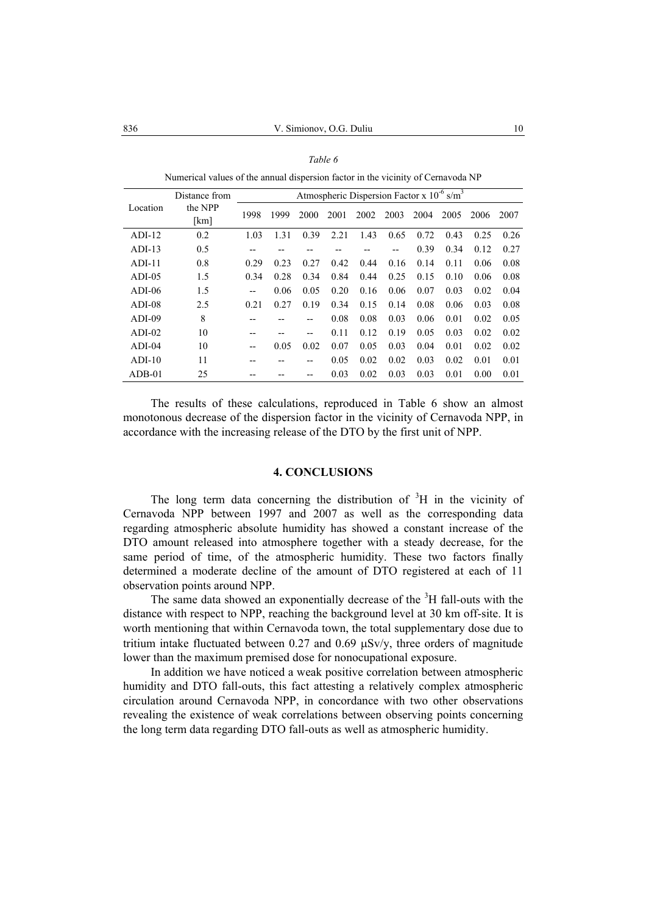*Table 6*

Numerical values of the annual dispersion factor in the vicinity of Cernavoda NP

| Location | Distance from the NPP [km] | Atmospheric Dispersion Factor x $10^{-6}$ s/m$^3$ | | | | | | | | | |
|---|---|---|---|---|---|---|---|---|---|---|---|
| | | 1998 | 1999 | 2000 | 2001 | 2002 | 2003 | 2004 | 2005 | 2006 | 2007 |
| ADI-12 | 0.2 | 1.03 | 1.31 | 0.39 | 2.21 | 1.43 | 0.65 | 0.72 | 0.43 | 0.25 | 0.26 |
| ADI-13 | 0.5 | -- | -- | -- | -- | -- | -- | 0.39 | 0.34 | 0.12 | 0.27 |
| ADI-11 | 0.8 | 0.29 | 0.23 | 0.27 | 0.42 | 0.44 | 0.16 | 0.14 | 0.11 | 0.06 | 0.08 |
| ADI-05 | 1.5 | 0.34 | 0.28 | 0.34 | 0.84 | 0.44 | 0.25 | 0.15 | 0.10 | 0.06 | 0.08 |
| ADI-06 | 1.5 | -- | 0.06 | 0.05 | 0.20 | 0.16 | 0.06 | 0.07 | 0.03 | 0.02 | 0.04 |
| ADI-08 | 2.5 | 0.21 | 0.27 | 0.19 | 0.34 | 0.15 | 0.14 | 0.08 | 0.06 | 0.03 | 0.08 |
| ADI-09 | 8 | -- | -- | -- | 0.08 | 0.08 | 0.03 | 0.06 | 0.01 | 0.02 | 0.05 |
| ADI-02 | 10 | -- | -- | -- | 0.11 | 0.12 | 0.19 | 0.05 | 0.03 | 0.02 | 0.02 |
| ADI-04 | 10 | -- | 0.05 | 0.02 | 0.07 | 0.05 | 0.03 | 0.04 | 0.01 | 0.02 | 0.02 |
| ADI-10 | 11 | -- | -- | -- | 0.05 | 0.02 | 0.02 | 0.03 | 0.02 | 0.01 | 0.01 |
| ADB-01 | 25 | -- | -- | -- | 0.03 | 0.02 | 0.03 | 0.03 | 0.01 | 0.00 | 0.01 |

The results of these calculations, reproduced in Table 6 show an almost monotonous decrease of the dispersion factor in the vicinity of Cernavoda NPP, in accordance with the increasing release of the DTO by the first unit of NPP.

## 4. CONCLUSIONS

The long term data concerning the distribution of $^3$H in the vicinity of Cernavoda NPP between 1997 and 2007 as well as the corresponding data regarding atmospheric absolute humidity has showed a constant increase of the DTO amount released into atmosphere together with a steady decrease, for the same period of time, of the atmospheric humidity. These two factors finally determined a moderate decline of the amount of DTO registered at each of 11 observation points around NPP.

The same data showed an exponentially decrease of the $^3$H fall-outs with the distance with respect to NPP, reaching the background level at 30 km off-site. It is worth mentioning that within Cernavoda town, the total supplementary dose due to tritium intake fluctuated between 0.27 and 0.69 μSv/y, three orders of magnitude lower than the maximum premised dose for nonocupational exposure.

In addition we have noticed a weak positive correlation between atmospheric humidity and DTO fall-outs, this fact attesting a relatively complex atmospheric circulation around Cernavoda NPP, in concordance with two other observations revealing the existence of weak correlations between observing points concerning the long term data regarding DTO fall-outs as well as atmospheric humidity.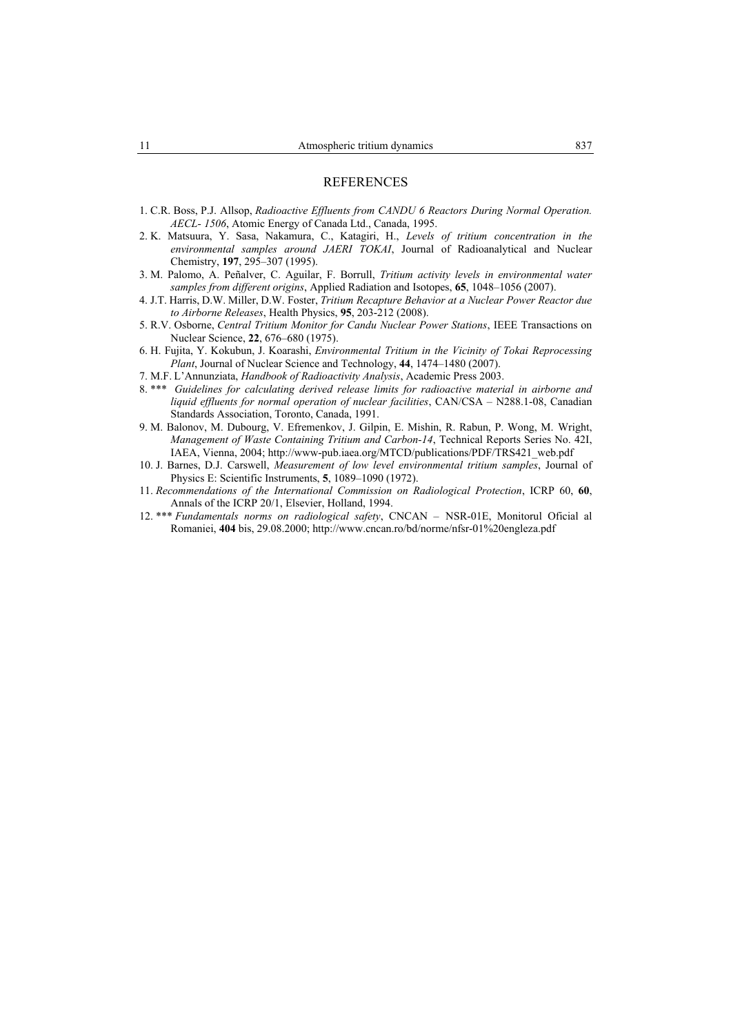## REFERENCES

1. C.R. Boss, P.J. Allsop, *Radioactive Effluents from CANDU 6 Reactors During Normal Operation. AECL- 1506*, Atomic Energy of Canada Ltd., Canada, 1995.
2. K. Matsuura, Y. Sasa, Nakamura, C., Katagiri, H., *Levels of tritium concentration in the environmental samples around JAERI TOKAI*, Journal of Radioanalytical and Nuclear Chemistry, **197**, 295–307 (1995).
3. M. Palomo, A. Peñalver, C. Aguilar, F. Borrull, *Tritium activity levels in environmental water samples from different origins*, Applied Radiation and Isotopes, **65**, 1048–1056 (2007).
4. J.T. Harris, D.W. Miller, D.W. Foster, *Tritium Recapture Behavior at a Nuclear Power Reactor due to Airborne Releases*, Health Physics, **95**, 203-212 (2008).
5. R.V. Osborne, *Central Tritium Monitor for Candu Nuclear Power Stations*, IEEE Transactions on Nuclear Science, **22**, 676–680 (1975).
6. H. Fujita, Y. Kokubun, J. Koarashi, *Environmental Tritium in the Vicinity of Tokai Reprocessing Plant*, Journal of Nuclear Science and Technology, **44**, 1474–1480 (2007).
7. M.F. L'Annunziata, *Handbook of Radioactivity Analysis*, Academic Press 2003.
8. *** *Guidelines for calculating derived release limits for radioactive material in airborne and liquid effluents for normal operation of nuclear facilities*, CAN/CSA – N288.1-08, Canadian Standards Association, Toronto, Canada, 1991.
9. M. Balonov, M. Dubourg, V. Efremenkov, J. Gilpin, E. Mishin, R. Rabun, P. Wong, M. Wright, *Management of Waste Containing Tritium and Carbon-14*, Technical Reports Series No. 42I, IAEA, Vienna, 2004; http://www-pub.iaea.org/MTCD/publications/PDF/TRS421_web.pdf
10. J. Barnes, D.J. Carswell, *Measurement of low level environmental tritium samples*, Journal of Physics E: Scientific Instruments, **5**, 1089–1090 (1972).
11. *Recommendations of the International Commission on Radiological Protection*, ICRP 60, **60**, Annals of the ICRP 20/1, Elsevier, Holland, 1994.
12. *** *Fundamentals norms on radiological safety*, CNCAN – NSR-01E, Monitorul Oficial al Romaniei, **404** bis, 29.08.2000; http://www.cncan.ro/bd/norme/nfsr-01%20engleza.pdf